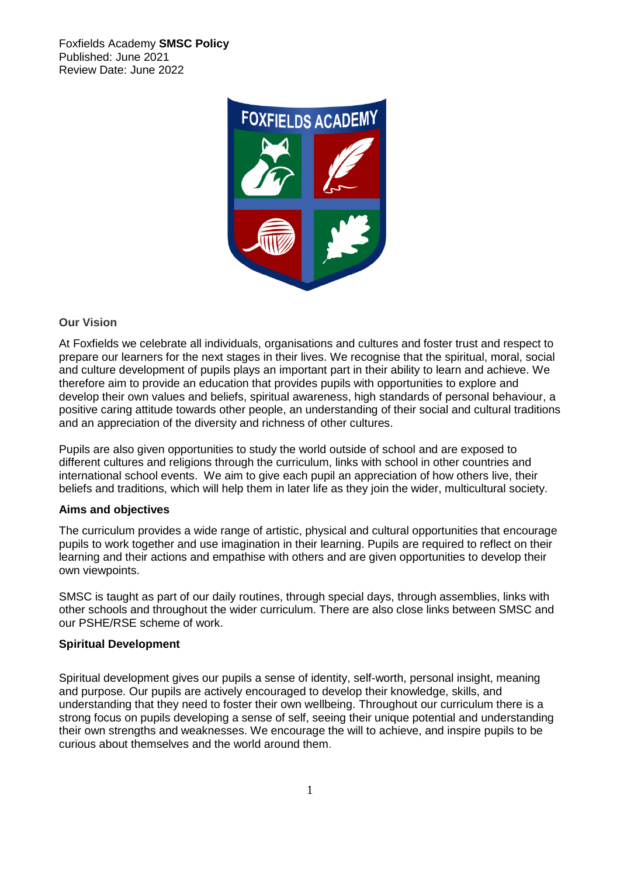Foxfields Academy **SMSC Policy**
Published: June 2021
Review Date: June 2022

## Our Vision

At Foxfields we celebrate all individuals, organisations and cultures and foster trust and respect to prepare our learners for the next stages in their lives. We recognise that the spiritual, moral, social and culture development of pupils plays an important part in their ability to learn and achieve. We therefore aim to provide an education that provides pupils with opportunities to explore and develop their own values and beliefs, spiritual awareness, high standards of personal behaviour, a positive caring attitude towards other people, an understanding of their social and cultural traditions and an appreciation of the diversity and richness of other cultures.

Pupils are also given opportunities to study the world outside of school and are exposed to different cultures and religions through the curriculum, links with school in other countries and international school events. We aim to give each pupil an appreciation of how others live, their beliefs and traditions, which will help them in later life as they join the wider, multicultural society.

## Aims and objectives

The curriculum provides a wide range of artistic, physical and cultural opportunities that encourage pupils to work together and use imagination in their learning. Pupils are required to reflect on their learning and their actions and empathise with others and are given opportunities to develop their own viewpoints.

SMSC is taught as part of our daily routines, through special days, through assemblies, links with other schools and throughout the wider curriculum. There are also close links between SMSC and our PSHE/RSE scheme of work.

## Spiritual Development

Spiritual development gives our pupils a sense of identity, self-worth, personal insight, meaning and purpose. Our pupils are actively encouraged to develop their knowledge, skills, and understanding that they need to foster their own wellbeing. Throughout our curriculum there is a strong focus on pupils developing a sense of self, seeing their unique potential and understanding their own strengths and weaknesses. We encourage the will to achieve, and inspire pupils to be curious about themselves and the world around them.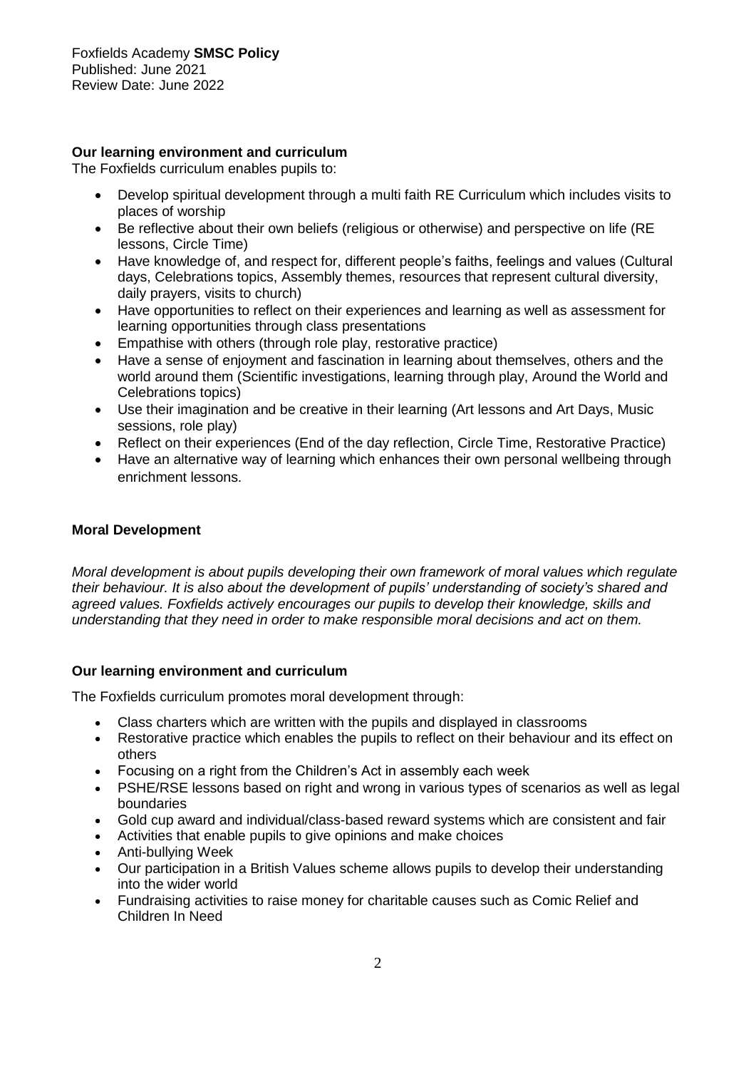## Our learning environment and curriculum

The Foxfields curriculum enables pupils to:

- Develop spiritual development through a multi faith RE Curriculum which includes visits to places of worship
- Be reflective about their own beliefs (religious or otherwise) and perspective on life (RE lessons, Circle Time)
- Have knowledge of, and respect for, different people's faiths, feelings and values (Cultural days, Celebrations topics, Assembly themes, resources that represent cultural diversity, daily prayers, visits to church)
- Have opportunities to reflect on their experiences and learning as well as assessment for learning opportunities through class presentations
- Empathise with others (through role play, restorative practice)
- Have a sense of enjoyment and fascination in learning about themselves, others and the world around them (Scientific investigations, learning through play, Around the World and Celebrations topics)
- Use their imagination and be creative in their learning (Art lessons and Art Days, Music sessions, role play)
- Reflect on their experiences (End of the day reflection, Circle Time, Restorative Practice)
- Have an alternative way of learning which enhances their own personal wellbeing through enrichment lessons.

## Moral Development

*Moral development is about pupils developing their own framework of moral values which regulate their behaviour. It is also about the development of pupils' understanding of society's shared and agreed values. Foxfields actively encourages our pupils to develop their knowledge, skills and understanding that they need in order to make responsible moral decisions and act on them.*

## Our learning environment and curriculum

The Foxfields curriculum promotes moral development through:

- Class charters which are written with the pupils and displayed in classrooms
- Restorative practice which enables the pupils to reflect on their behaviour and its effect on others
- Focusing on a right from the Children's Act in assembly each week
- PSHE/RSE lessons based on right and wrong in various types of scenarios as well as legal boundaries
- Gold cup award and individual/class-based reward systems which are consistent and fair
- Activities that enable pupils to give opinions and make choices
- Anti-bullying Week
- Our participation in a British Values scheme allows pupils to develop their understanding into the wider world
- Fundraising activities to raise money for charitable causes such as Comic Relief and Children In Need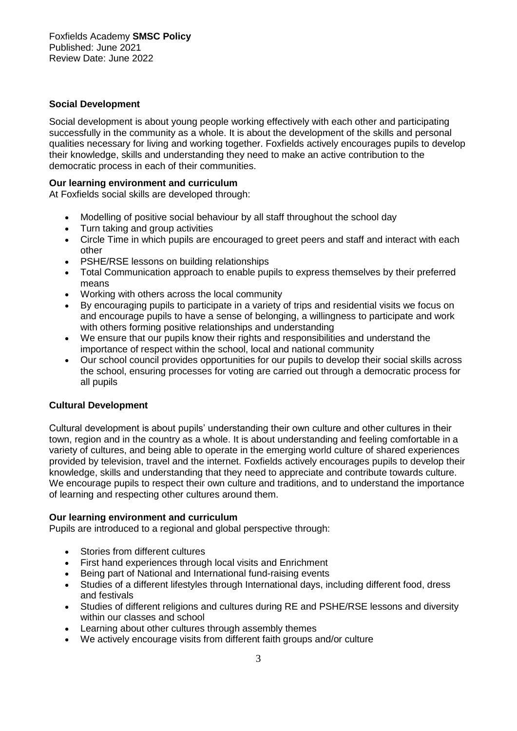## Social Development

Social development is about young people working effectively with each other and participating successfully in the community as a whole. It is about the development of the skills and personal qualities necessary for living and working together. Foxfields actively encourages pupils to develop their knowledge, skills and understanding they need to make an active contribution to the democratic process in each of their communities.

**Our learning environment and curriculum**

At Foxfields social skills are developed through:

- Modelling of positive social behaviour by all staff throughout the school day
- Turn taking and group activities
- Circle Time in which pupils are encouraged to greet peers and staff and interact with each other
- PSHE/RSE lessons on building relationships
- Total Communication approach to enable pupils to express themselves by their preferred means
- Working with others across the local community
- By encouraging pupils to participate in a variety of trips and residential visits we focus on and encourage pupils to have a sense of belonging, a willingness to participate and work with others forming positive relationships and understanding
- We ensure that our pupils know their rights and responsibilities and understand the importance of respect within the school, local and national community
- Our school council provides opportunities for our pupils to develop their social skills across the school, ensuring processes for voting are carried out through a democratic process for all pupils

## Cultural Development

Cultural development is about pupils' understanding their own culture and other cultures in their town, region and in the country as a whole. It is about understanding and feeling comfortable in a variety of cultures, and being able to operate in the emerging world culture of shared experiences provided by television, travel and the internet. Foxfields actively encourages pupils to develop their knowledge, skills and understanding that they need to appreciate and contribute towards culture. We encourage pupils to respect their own culture and traditions, and to understand the importance of learning and respecting other cultures around them.

**Our learning environment and curriculum**

Pupils are introduced to a regional and global perspective through:

- Stories from different cultures
- First hand experiences through local visits and Enrichment
- Being part of National and International fund-raising events
- Studies of a different lifestyles through International days, including different food, dress and festivals
- Studies of different religions and cultures during RE and PSHE/RSE lessons and diversity within our classes and school
- Learning about other cultures through assembly themes
- We actively encourage visits from different faith groups and/or culture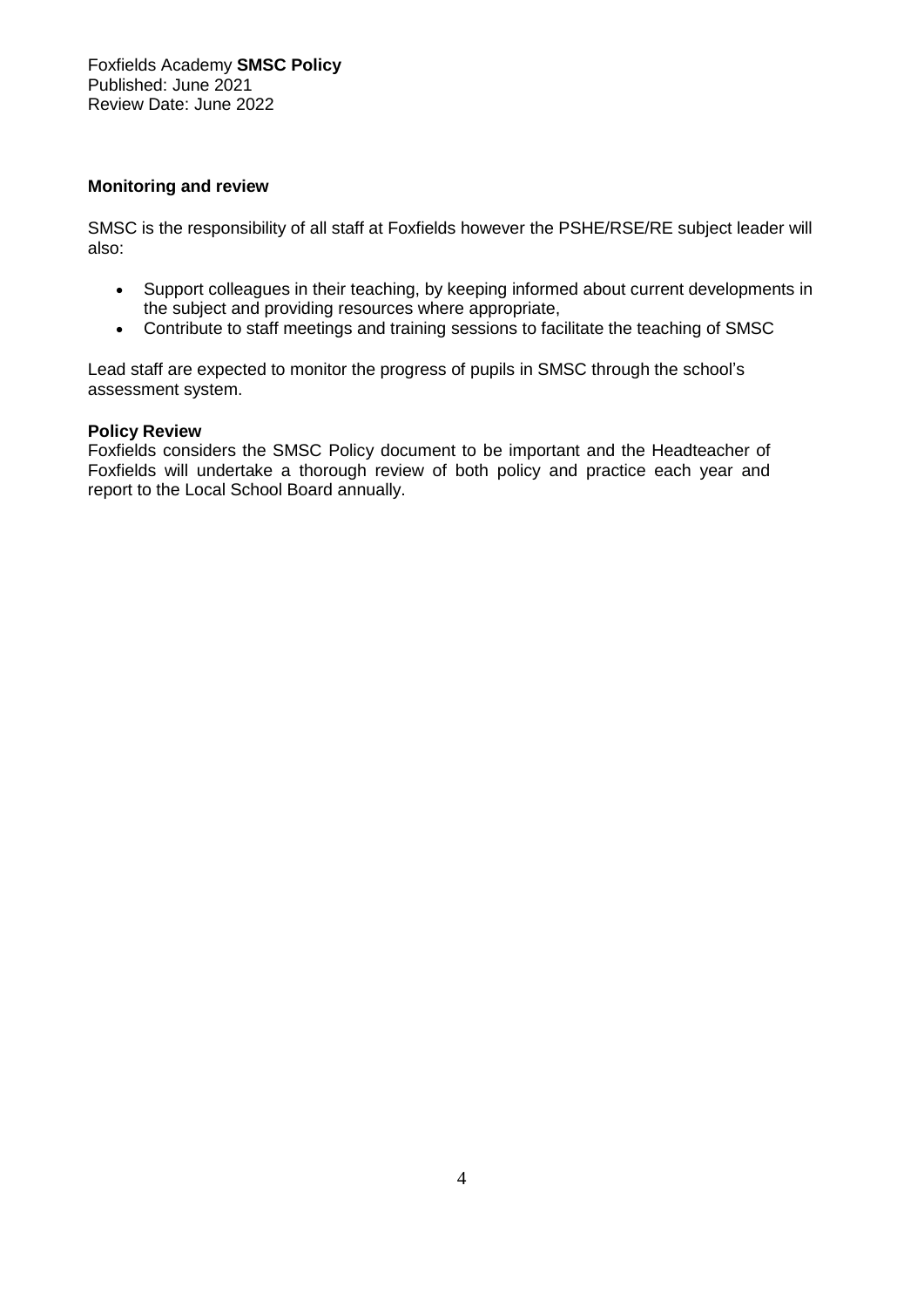### Monitoring and review

SMSC is the responsibility of all staff at Foxfields however the PSHE/RSE/RE subject leader will also:

- Support colleagues in their teaching, by keeping informed about current developments in the subject and providing resources where appropriate,
- Contribute to staff meetings and training sessions to facilitate the teaching of SMSC

Lead staff are expected to monitor the progress of pupils in SMSC through the school's assessment system.

### Policy Review

Foxfields considers the SMSC Policy document to be important and the Headteacher of Foxfields will undertake a thorough review of both policy and practice each year and report to the Local School Board annually.